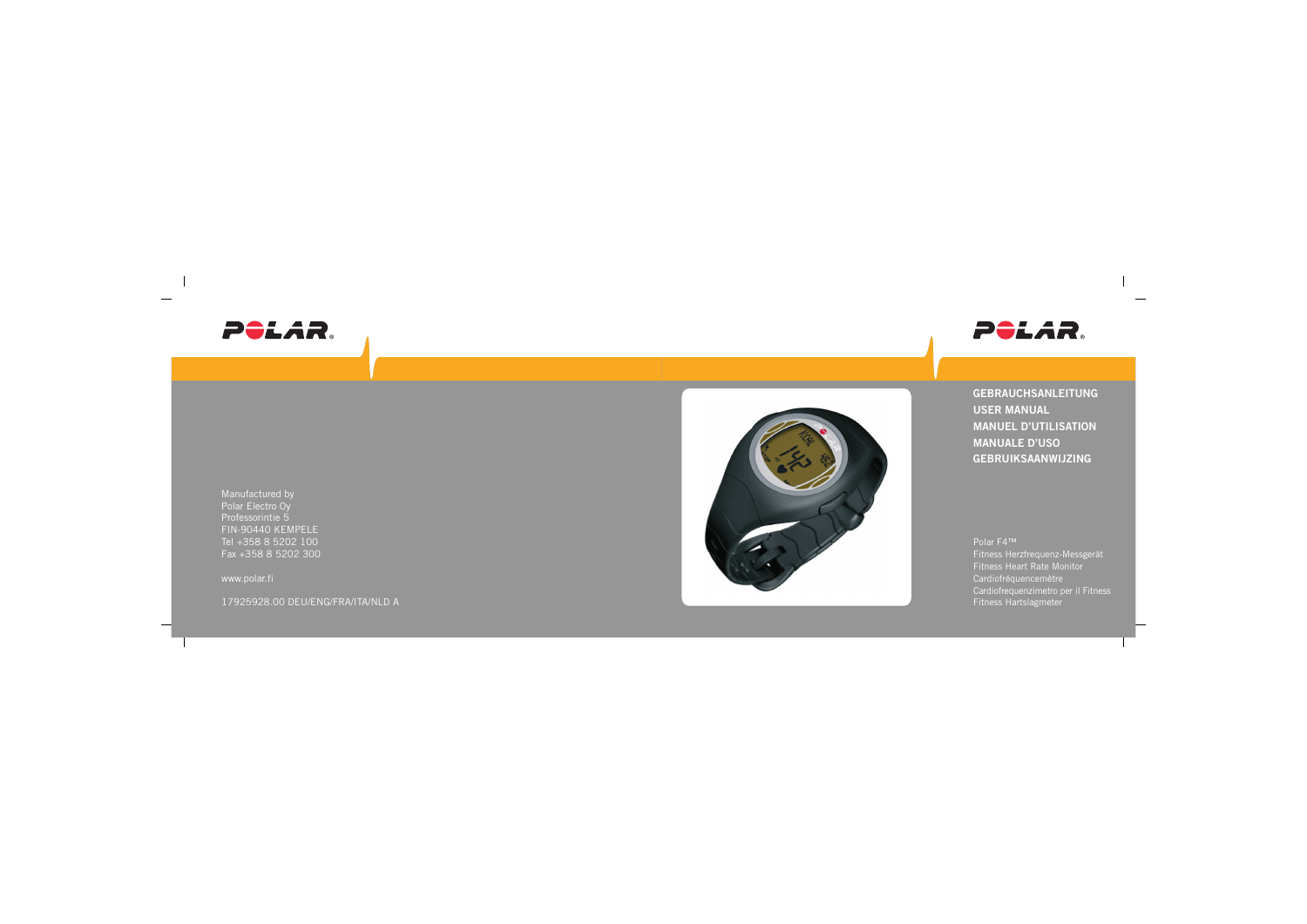POLAR

Manufactured by
Polar Electro Oy
Professorintie 5
FIN-90440 KEMPELE
Tel +358 8 5202 100
Fax +358 8 5202 300

www.polar.fi

17925928.00 DEU/ENG/FRA/ITA/NLD A

POLAR

**GEBRAUCHSANLEITUNG**
**USER MANUAL**
**MANUEL D'UTILISATION**
**MANUALE D'USO**
**GEBRUIKSAANWIJZING**

Polar F4™
Fitness Herzfrequenz-Messgerät
Fitness Heart Rate Monitor
Cardiofréquencemètre
Cardiofrequenzimetro per il Fitness
Fitness Hartslagmeter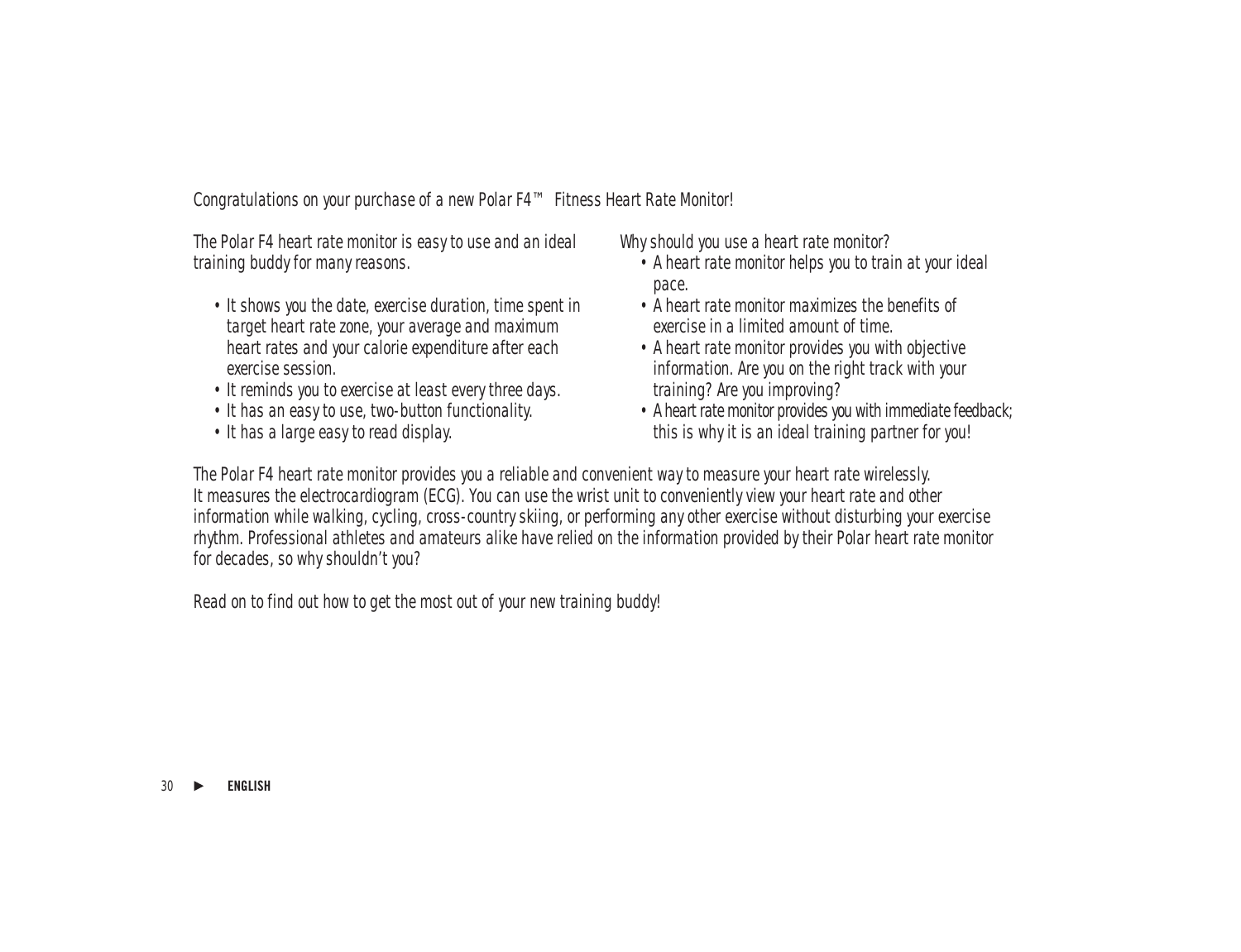Congratulations on your purchase of a new Polar F4™ Fitness Heart Rate Monitor!

The Polar F4 heart rate monitor is easy to use and an ideal training buddy for many reasons.

- It shows you the date, exercise duration, time spent in target heart rate zone, your average and maximum heart rates and your calorie expenditure after each exercise session.
- It reminds you to exercise at least every three days.
- It has an easy to use, two-button functionality.
- It has a large easy to read display.

Why should you use a heart rate monitor?

- A heart rate monitor helps you to train at your ideal pace.
- A heart rate monitor maximizes the benefits of exercise in a limited amount of time.
- A heart rate monitor provides you with objective information. Are you on the right track with your training? Are you improving?
- A heart rate monitor provides you with immediate feedback; this is why it is an ideal training partner for you!

The Polar F4 heart rate monitor provides you a reliable and convenient way to measure your heart rate wirelessly. It measures the electrocardiogram (ECG). You can use the wrist unit to conveniently view your heart rate and other information while walking, cycling, cross-country skiing, or performing any other exercise without disturbing your exercise rhythm. Professional athletes and amateurs alike have relied on the information provided by their Polar heart rate monitor for decades, so why shouldn't you?

Read on to find out how to get the most out of your new training buddy!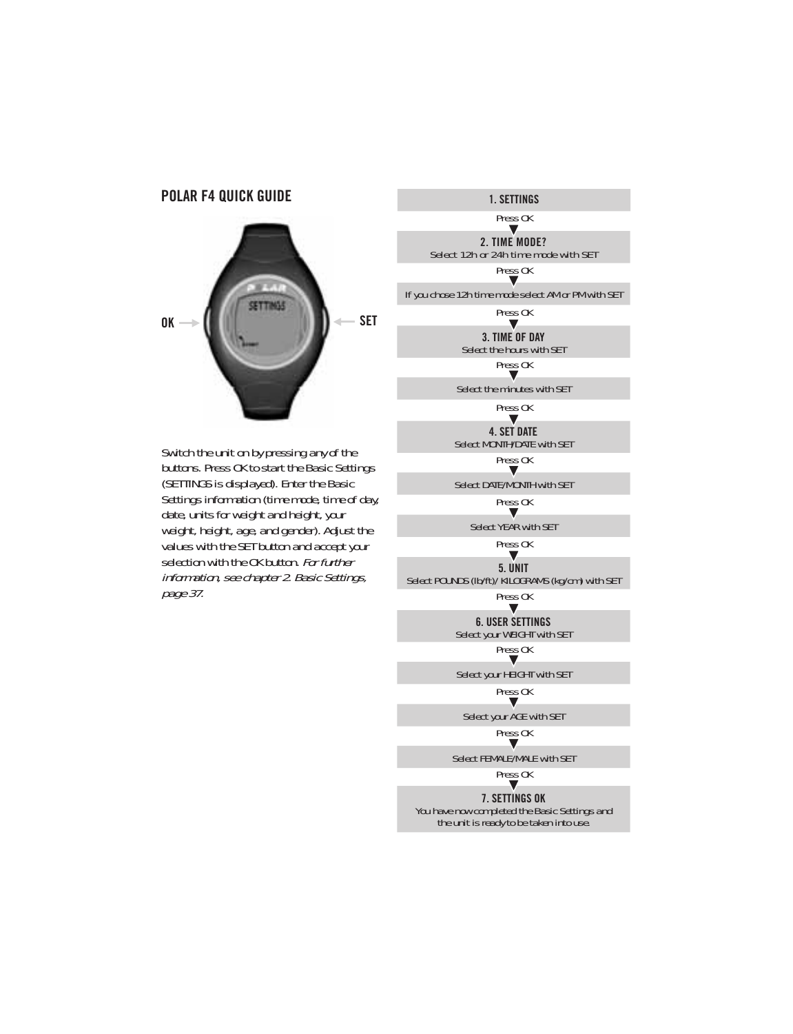## POLAR F4 QUICK GUIDE

OK

SET

Switch the unit on by pressing any of the buttons. Press OK to start the Basic Settings (SETTINGS is displayed). Enter the Basic Settings information (time mode, time of day, date, units for weight and height, your weight, height, age, and gender). Adjust the values with the SET button and accept your selection with the OK button. *For further information, see chapter 2. Basic Settings, page 37.*

**1. SETTINGS**

Press OK

**2. TIME MODE?**
Select 12h or 24h time mode with SET

Press OK

If you chose 12h time mode select AM or PM with SET

Press OK

**3. TIME OF DAY**
Select the hours with SET

Press OK

Select the minutes with SET

Press OK

**4. SET DATE**
Select MONTH/DATE with SET

Press OK

Select DATE/MONTH with SET

Press OK

Select YEAR with SET

Press OK

**5. UNIT**
Select POUNDS (lb/ft) / KILOGRAMS (kg/cm) with SET

Press OK

**6. USER SETTINGS**
Select your WEIGHT with SET

Press OK

Select your HEIGHT with SET

Press OK

Select your AGE with SET

Press OK

Select FEMALE/MALE with SET

Press OK

**7. SETTINGS OK**
You have now completed the Basic Settings and the unit is ready to be taken into use.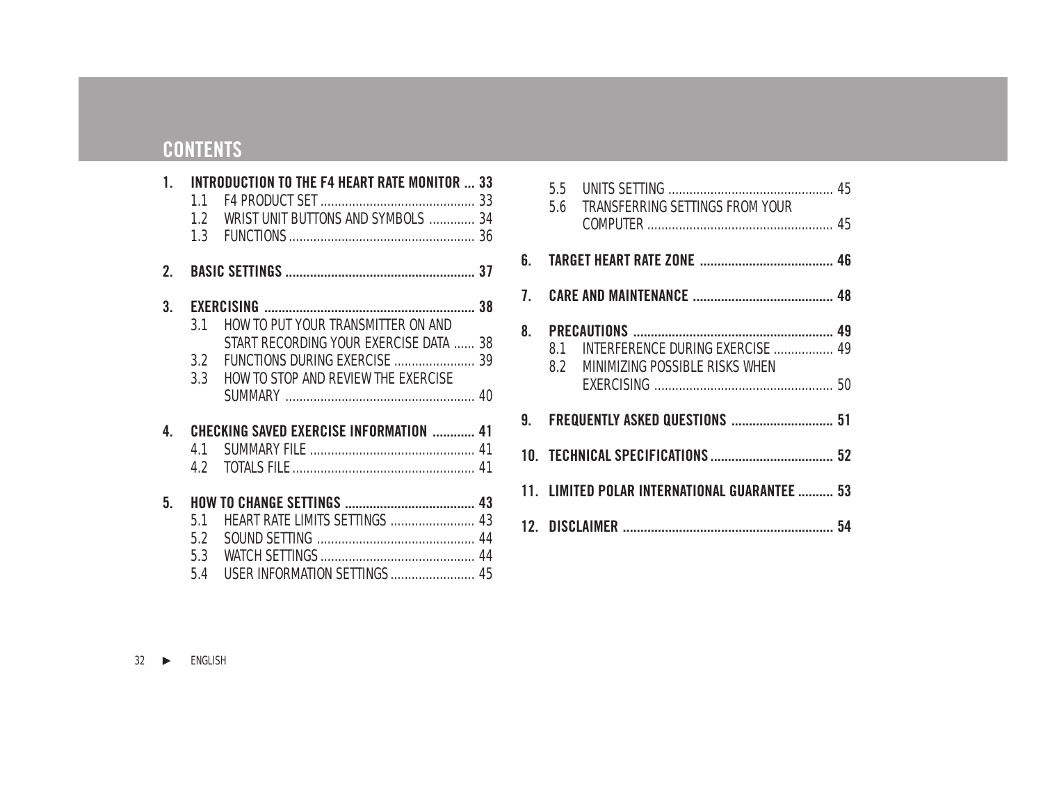# CONTENTS

1. **INTRODUCTION TO THE F4 HEART RATE MONITOR ... 33**
   - 1.1 F4 PRODUCT SET ... 33
   - 1.2 WRIST UNIT BUTTONS AND SYMBOLS ... 34
   - 1.3 FUNCTIONS ... 36
2. **BASIC SETTINGS ... 37**
3. **EXERCISING ... 38**
   - 3.1 HOW TO PUT YOUR TRANSMITTER ON AND START RECORDING YOUR EXERCISE DATA ... 38
   - 3.2 FUNCTIONS DURING EXERCISE ... 39
   - 3.3 HOW TO STOP AND REVIEW THE EXERCISE SUMMARY ... 40
4. **CHECKING SAVED EXERCISE INFORMATION ... 41**
   - 4.1 SUMMARY FILE ... 41
   - 4.2 TOTALS FILE ... 41
5. **HOW TO CHANGE SETTINGS ... 43**
   - 5.1 HEART RATE LIMITS SETTINGS ... 43
   - 5.2 SOUND SETTING ... 44
   - 5.3 WATCH SETTINGS ... 44
   - 5.4 USER INFORMATION SETTINGS ... 45
   - 5.5 UNITS SETTING ... 45
   - 5.6 TRANSFERRING SETTINGS FROM YOUR COMPUTER ... 45
6. **TARGET HEART RATE ZONE ... 46**
7. **CARE AND MAINTENANCE ... 48**
8. **PRECAUTIONS ... 49**
   - 8.1 INTERFERENCE DURING EXERCISE ... 49
   - 8.2 MINIMIZING POSSIBLE RISKS WHEN EXERCISING ... 50
9. **FREQUENTLY ASKED QUESTIONS ... 51**
10. **TECHNICAL SPECIFICATIONS ... 52**
11. **LIMITED POLAR INTERNATIONAL GUARANTEE ... 53**
12. **DISCLAIMER ... 54**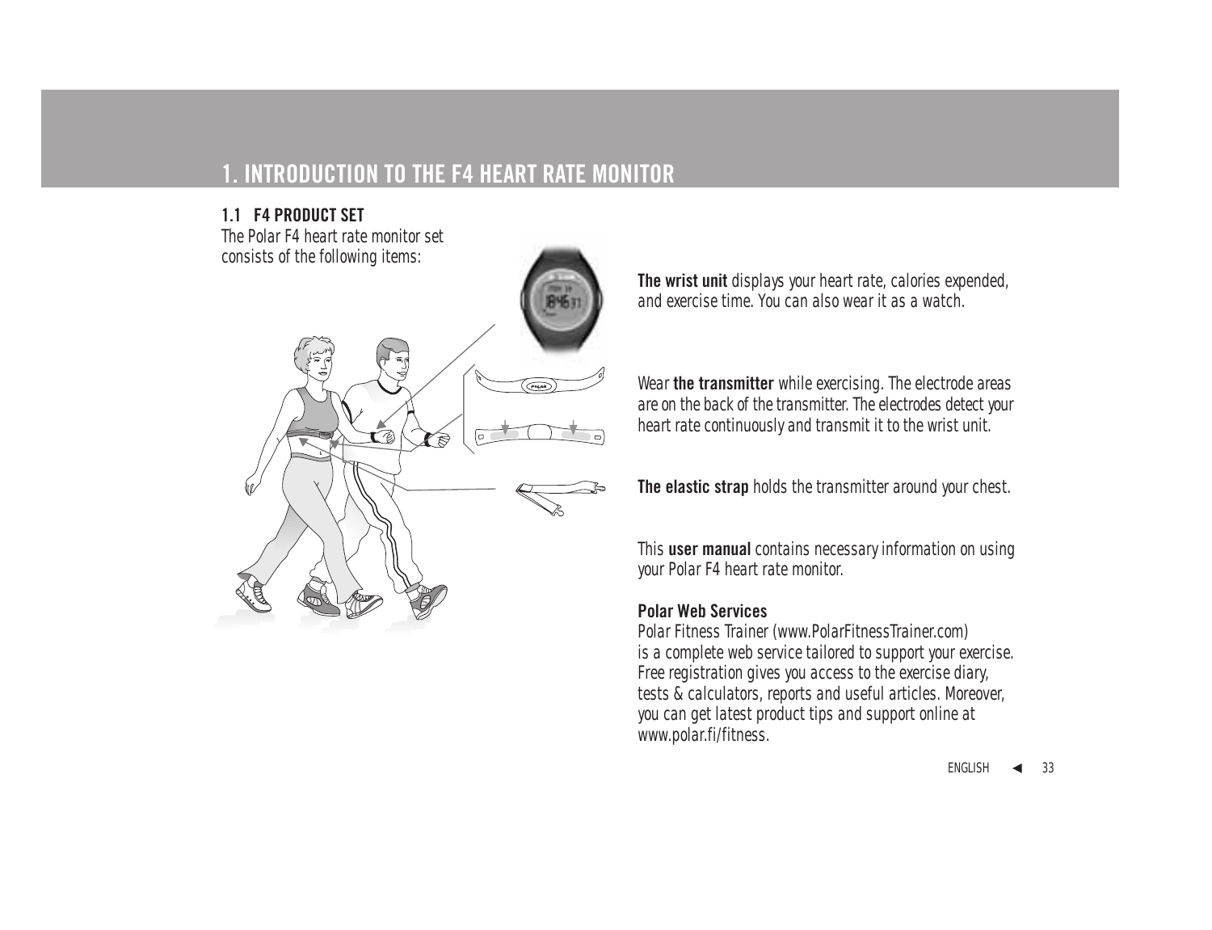# 1. INTRODUCTION TO THE F4 HEART RATE MONITOR

## 1.1 F4 PRODUCT SET

*The Polar F4 heart rate monitor set consists of the following items:*

**The wrist unit** *displays your heart rate, calories expended, and exercise time. You can also wear it as a watch.*

*Wear* **the transmitter** *while exercising. The electrode areas are on the back of the transmitter. The electrodes detect your heart rate continuously and transmit it to the wrist unit.*

**The elastic strap** *holds the transmitter around your chest.*

*This* **user manual** *contains necessary information on using your Polar F4 heart rate monitor.*

**Polar Web Services**

*Polar Fitness Trainer (www.PolarFitnessTrainer.com) is a complete web service tailored to support your exercise. Free registration gives you access to the exercise diary, tests & calculators, reports and useful articles. Moreover, you can get latest product tips and support online at www.polar.fi/fitness.*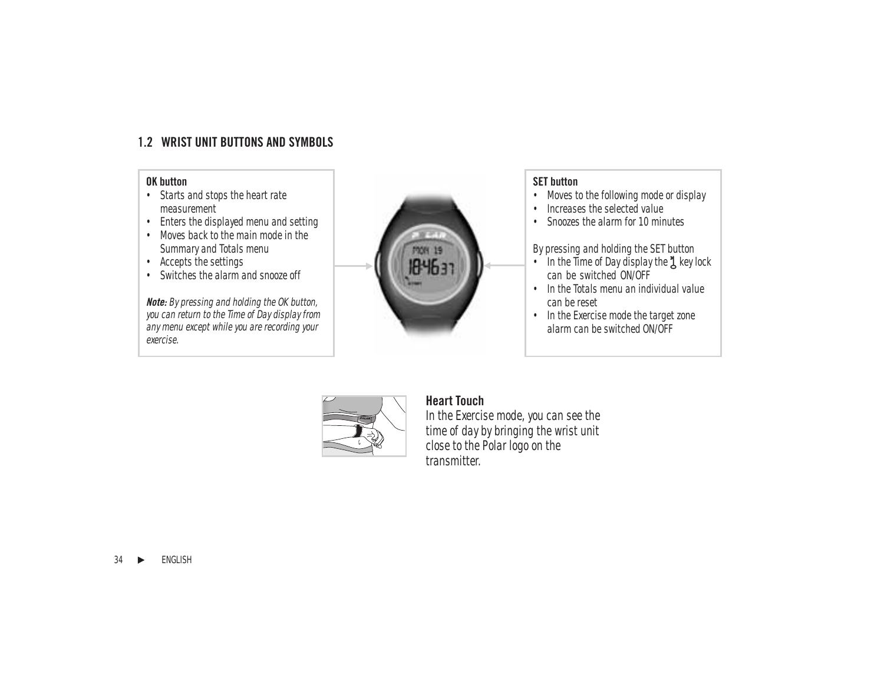## 1.2 WRIST UNIT BUTTONS AND SYMBOLS

**OK button**

- Starts and stops the heart rate measurement
- Enters the displayed menu and setting
- Moves back to the main mode in the Summary and Totals menu
- Accepts the settings
- Switches the alarm and snooze off

***Note:*** *By pressing and holding the OK button, you can return to the Time of Day display from any menu except while you are recording your exercise.*

**SET button**

- Moves to the following mode or display
- Increases the selected value
- Snoozes the alarm for 10 minutes

By pressing and holding the SET button

- In the Time of Day display the key lock can be switched ON/OFF
- In the Totals menu an individual value can be reset
- In the Exercise mode the target zone alarm can be switched ON/OFF

**Heart Touch**

In the Exercise mode, you can see the time of day by bringing the wrist unit close to the Polar logo on the transmitter.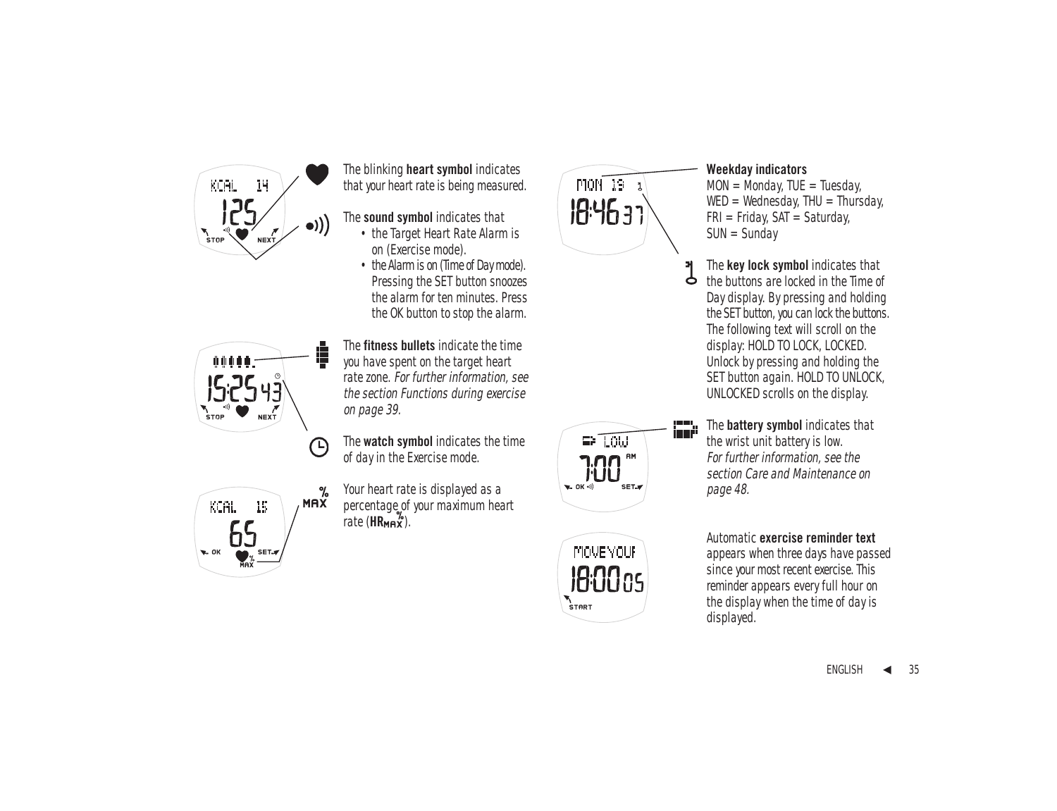The blinking **heart symbol** indicates that your heart rate is being measured.

The **sound symbol** indicates that

- the Target Heart Rate Alarm is on (Exercise mode).
- the Alarm is on (Time of Day mode). Pressing the SET button snoozes the alarm for ten minutes. Press the OK button to stop the alarm.

The **fitness bullets** indicate the time you have spent on the target heart rate zone. *For further information, see the section Functions during exercise on page 39.*

The **watch symbol** indicates the time of day in the Exercise mode.

Your heart rate is displayed as a percentage of your maximum heart rate (**HR$_{MAX}^{\%}$**).

**Weekday indicators**
MON = Monday, TUE = Tuesday,
WED = Wednesday, THU = Thursday,
FRI = Friday, SAT = Saturday,
SUN = Sunday

The **key lock symbol** indicates that the buttons are locked in the Time of Day display. By pressing and holding the SET button, you can lock the buttons. The following text will scroll on the display: HOLD TO LOCK, LOCKED. Unlock by pressing and holding the SET button again. HOLD TO UNLOCK, UNLOCKED scrolls on the display.

The **battery symbol** indicates that the wrist unit battery is low. *For further information, see the section Care and Maintenance on page 48.*

Automatic **exercise reminder text** appears when three days have passed since your most recent exercise. This reminder appears every full hour on the display when the time of day is displayed.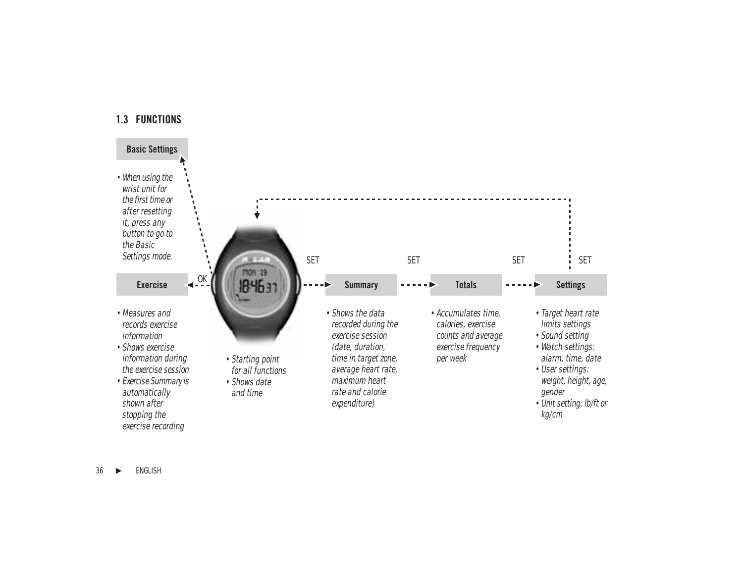## 1.3 FUNCTIONS

**Basic Settings**

- When using the wrist unit for the first time or after resetting it, press any button to go to the Basic Settings mode.

**Exercise** ◄ OK

- Measures and records exercise information
- Shows exercise information during the exercise session
- Exercise Summary is automatically shown after stopping the exercise recording

(Watch)

- Starting point for all functions
- Shows date and time

SET ► **Summary**

- Shows the data recorded during the exercise session (date, duration, time in target zone, average heart rate, maximum heart rate and calorie expenditure)

SET ► **Totals**

- Accumulates time, calories, exercise counts and average exercise frequency per week

SET ► **Settings**

- Target heart rate limits settings
- Sound setting
- Watch settings: alarm, time, date
- User settings: weight, height, age, gender
- Unit setting: lb/ft or kg/cm

SET (returns to the watch)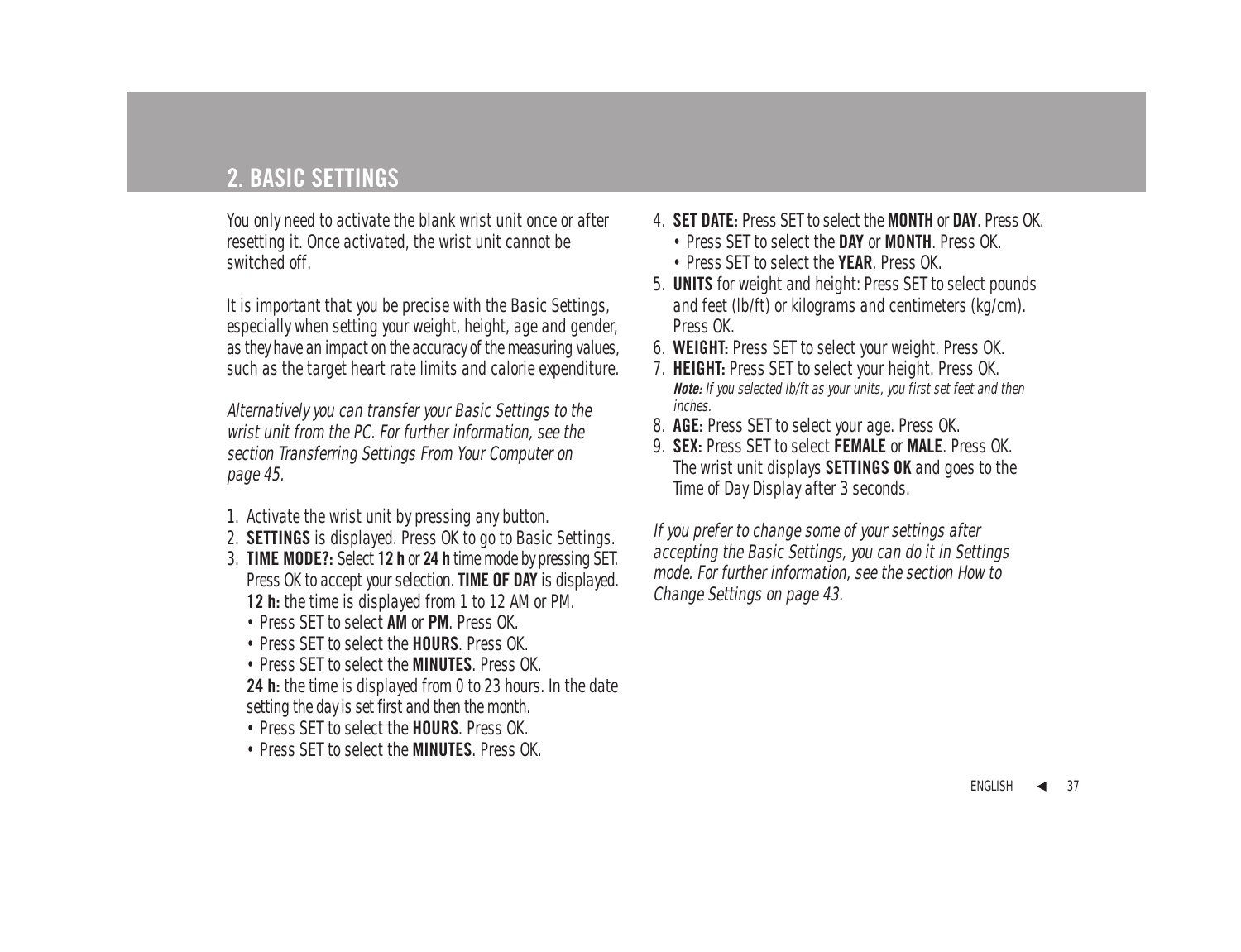## 2. BASIC SETTINGS

You only need to activate the blank wrist unit once or after resetting it. Once activated, the wrist unit cannot be switched off.

It is important that you be precise with the Basic Settings, especially when setting your weight, height, age and gender, as they have an impact on the accuracy of the measuring values, such as the target heart rate limits and calorie expenditure.

*Alternatively you can transfer your Basic Settings to the wrist unit from the PC. For further information, see the section Transferring Settings From Your Computer on page 45.*

1. Activate the wrist unit by pressing any button.
2. **SETTINGS** is displayed. Press OK to go to Basic Settings.
3. **TIME MODE?:** Select **12 h** or **24 h** time mode by pressing SET. Press OK to accept your selection. **TIME OF DAY** is displayed.
   **12 h:** the time is displayed from 1 to 12 AM or PM.
   - Press SET to select **AM** or **PM**. Press OK.
   - Press SET to select the **HOURS**. Press OK.
   - Press SET to select the **MINUTES**. Press OK.

   **24 h:** the time is displayed from 0 to 23 hours. In the date setting the day is set first and then the month.
   - Press SET to select the **HOURS**. Press OK.
   - Press SET to select the **MINUTES**. Press OK.
4. **SET DATE:** Press SET to select the **MONTH** or **DAY**. Press OK.
   - Press SET to select the **DAY** or **MONTH**. Press OK.
   - Press SET to select the **YEAR**. Press OK.
5. **UNITS** for weight and height: Press SET to select pounds and feet (lb/ft) or kilograms and centimeters (kg/cm). Press OK.
6. **WEIGHT:** Press SET to select your weight. Press OK.
7. **HEIGHT:** Press SET to select your height. Press OK.
   ***Note:*** *If you selected lb/ft as your units, you first set feet and then inches.*
8. **AGE:** Press SET to select your age. Press OK.
9. **SEX:** Press SET to select **FEMALE** or **MALE**. Press OK. The wrist unit displays **SETTINGS OK** and goes to the Time of Day Display after 3 seconds.

*If you prefer to change some of your settings after accepting the Basic Settings, you can do it in Settings mode. For further information, see the section How to Change Settings on page 43.*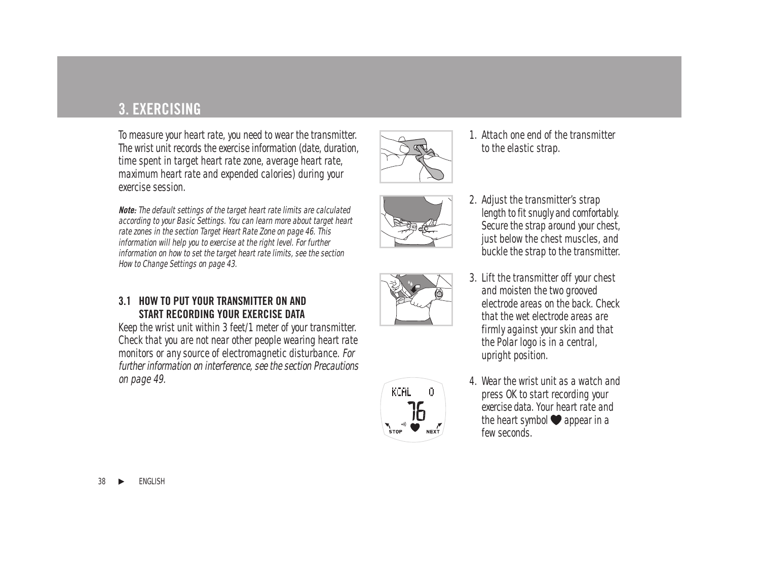# 3. EXERCISING

*To measure your heart rate, you need to wear the transmitter. The wrist unit records the exercise information (date, duration, time spent in target heart rate zone, average heart rate, maximum heart rate and expended calories) during your exercise session.*

***Note:*** *The default settings of the target heart rate limits are calculated according to your Basic Settings. You can learn more about target heart rate zones in the section Target Heart Rate Zone on page 46. This information will help you to exercise at the right level. For further information on how to set the target heart rate limits, see the section How to Change Settings on page 43.*

## 3.1 HOW TO PUT YOUR TRANSMITTER ON AND START RECORDING YOUR EXERCISE DATA

Keep the wrist unit within 3 feet/1 meter of your transmitter. Check that you are not near other people wearing heart rate monitors or any source of electromagnetic disturbance. *For further information on interference, see the section Precautions on page 49.*

1. Attach one end of the transmitter to the elastic strap.
2. Adjust the transmitter's strap length to fit snugly and comfortably. Secure the strap around your chest, just below the chest muscles, and buckle the strap to the transmitter.
3. Lift the transmitter off your chest and moisten the two grooved electrode areas on the back. Check that the wet electrode areas are firmly against your skin and that the Polar logo is in a central, upright position.
4. Wear the wrist unit as a watch and press OK to start recording your exercise data. Your heart rate and the heart symbol ♥ appear in a few seconds.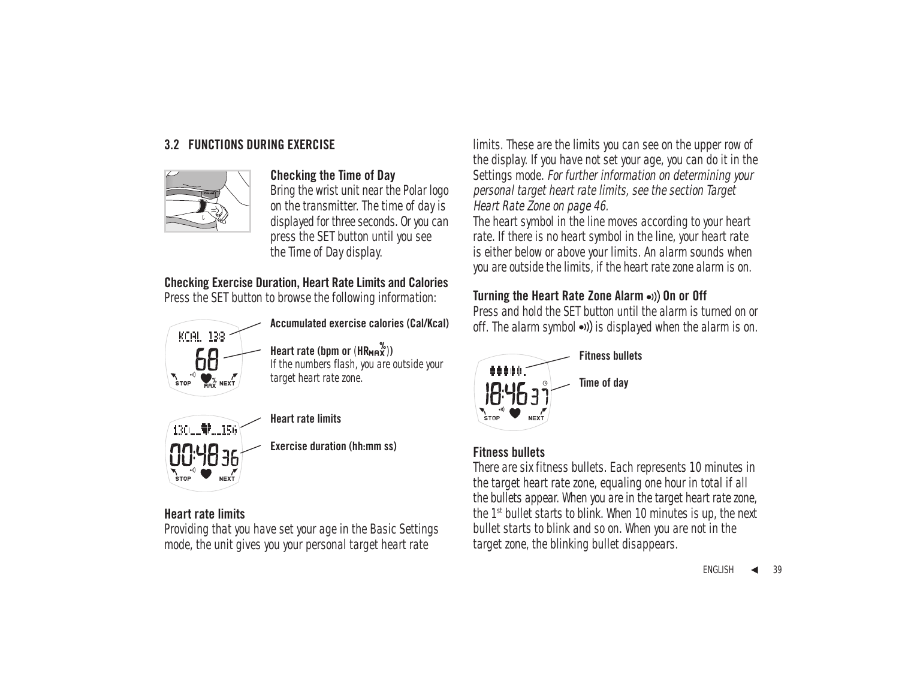## 3.2 FUNCTIONS DURING EXERCISE

### Checking the Time of Day

Bring the wrist unit near the Polar logo on the transmitter. The time of day is displayed for three seconds. Or you can press the SET button until you see the Time of Day display.

### Checking Exercise Duration, Heart Rate Limits and Calories

Press the SET button to browse the following information:

**Accumulated exercise calories (Cal/Kcal)**

**Heart rate (bpm or (HR$_{MAX}^{\%}$))**
If the numbers flash, you are outside your target heart rate zone.

**Heart rate limits**

**Exercise duration (hh:mm ss)**

### Heart rate limits

Providing that you have set your age in the Basic Settings mode, the unit gives you your personal target heart rate limits. These are the limits you can see on the upper row of the display. If you have not set your age, you can do it in the Settings mode. *For further information on determining your personal target heart rate limits, see the section Target Heart Rate Zone on page 46.*

The heart symbol in the line moves according to your heart rate. If there is no heart symbol in the line, your heart rate is either below or above your limits. An alarm sounds when you are outside the limits, if the heart rate zone alarm is on.

### Turning the Heart Rate Zone Alarm •))) On or Off

Press and hold the SET button until the alarm is turned on or off. The alarm symbol •))) is displayed when the alarm is on.

**Fitness bullets**

**Time of day**

### Fitness bullets

There are six fitness bullets. Each represents 10 minutes in the target heart rate zone, equaling one hour in total if all the bullets appear. When you are in the target heart rate zone, the 1st bullet starts to blink. When 10 minutes is up, the next bullet starts to blink and so on. When you are not in the target zone, the blinking bullet disappears.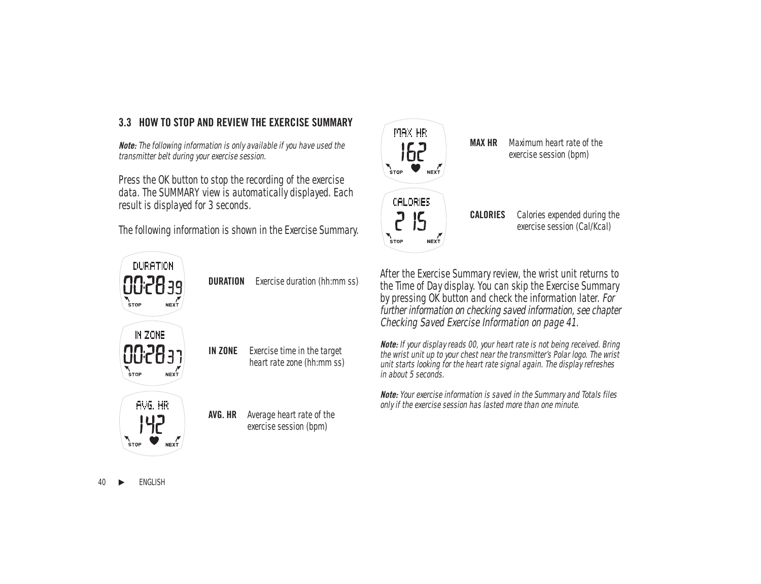## 3.3 HOW TO STOP AND REVIEW THE EXERCISE SUMMARY

***Note:*** *The following information is only available if you have used the transmitter belt during your exercise session.*

Press the OK button to stop the recording of the exercise data. The SUMMARY view is automatically displayed. Each result is displayed for 3 seconds.

The following information is shown in the Exercise Summary.

| | |
|---|---|
| **DURATION** | Exercise duration (hh:mm ss) |
| **IN ZONE** | Exercise time in the target heart rate zone (hh:mm ss) |
| **AVG. HR** | Average heart rate of the exercise session (bpm) |
| **MAX HR** | Maximum heart rate of the exercise session (bpm) |
| **CALORIES** | Calories expended during the exercise session (Cal/Kcal) |

After the Exercise Summary review, the wrist unit returns to the Time of Day display. You can skip the Exercise Summary by pressing OK button and check the information later. *For further information on checking saved information, see chapter Checking Saved Exercise Information on page 41.*

***Note:*** *If your display reads 00, your heart rate is not being received. Bring the wrist unit up to your chest near the transmitter's Polar logo. The wrist unit starts looking for the heart rate signal again. The display refreshes in about 5 seconds.*

***Note:*** *Your exercise information is saved in the Summary and Totals files only if the exercise session has lasted more than one minute.*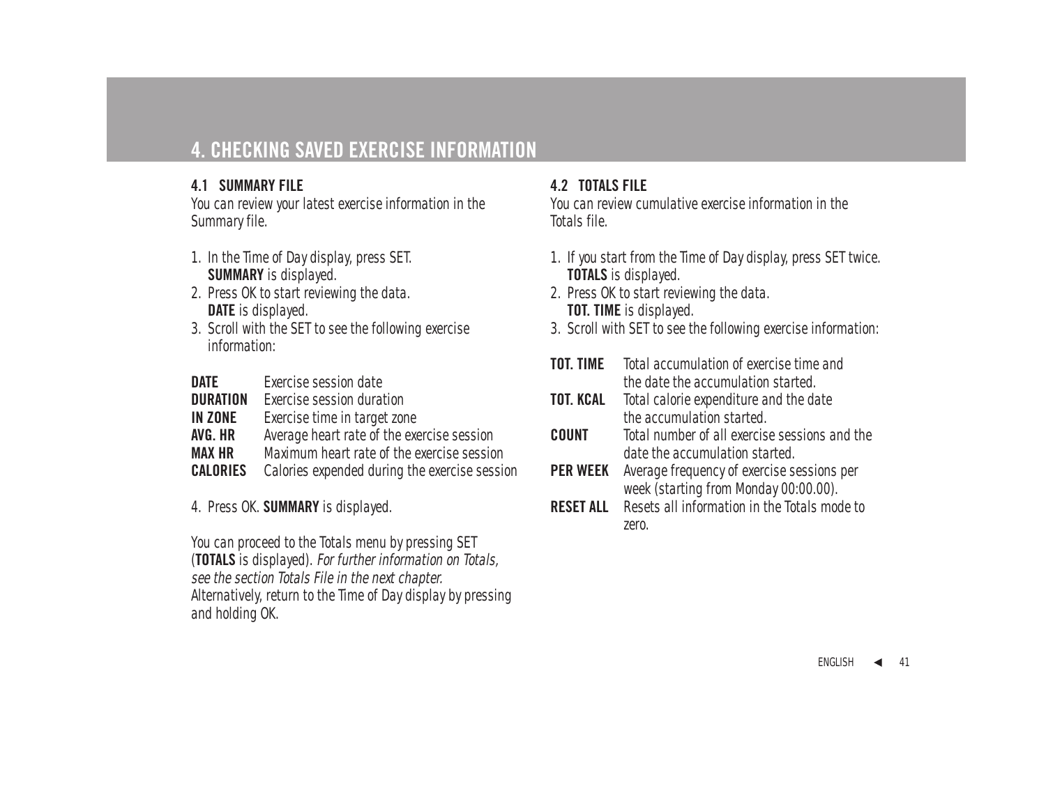# 4. CHECKING SAVED EXERCISE INFORMATION

## 4.1 SUMMARY FILE

You can review your latest exercise information in the Summary file.

1. In the Time of Day display, press SET. **SUMMARY** is displayed.
2. Press OK to start reviewing the data. **DATE** is displayed.
3. Scroll with the SET to see the following exercise information:

| | |
|---|---|
| **DATE** | Exercise session date |
| **DURATION** | Exercise session duration |
| **IN ZONE** | Exercise time in target zone |
| **AVG. HR** | Average heart rate of the exercise session |
| **MAX HR** | Maximum heart rate of the exercise session |
| **CALORIES** | Calories expended during the exercise session |

4. Press OK. **SUMMARY** is displayed.

You can proceed to the Totals menu by pressing SET (**TOTALS** is displayed). *For further information on Totals, see the section Totals File in the next chapter.* Alternatively, return to the Time of Day display by pressing and holding OK.

## 4.2 TOTALS FILE

You can review cumulative exercise information in the Totals file.

1. If you start from the Time of Day display, press SET twice. **TOTALS** is displayed.
2. Press OK to start reviewing the data. **TOT. TIME** is displayed.
3. Scroll with SET to see the following exercise information:

| | |
|---|---|
| **TOT. TIME** | Total accumulation of exercise time and the date the accumulation started. |
| **TOT. KCAL** | Total calorie expenditure and the date the accumulation started. |
| **COUNT** | Total number of all exercise sessions and the date the accumulation started. |
| **PER WEEK** | Average frequency of exercise sessions per week (starting from Monday 00:00.00). |
| **RESET ALL** | Resets all information in the Totals mode to zero. |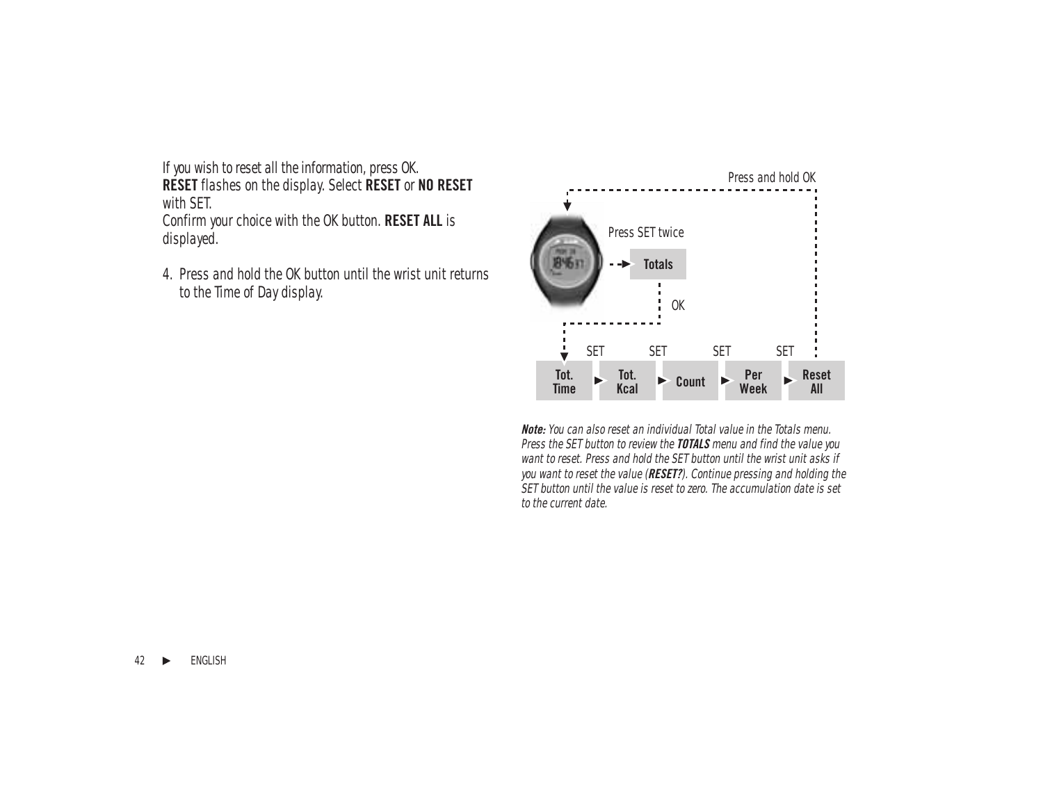If you wish to reset all the information, press OK. **RESET** flashes on the display. Select **RESET** or **NO RESET** with SET.
Confirm your choice with the OK button. **RESET ALL** is displayed.

4. Press and hold the OK button until the wrist unit returns to the Time of Day display.

Press and hold OK

Press SET twice

**Totals**

OK

SET SET SET SET

**Tot. Time** ► **Tot. Kcal** ► **Count** ► **Per Week** ► **Reset All**

***Note:*** *You can also reset an individual Total value in the Totals menu. Press the SET button to review the* ***TOTALS*** *menu and find the value you want to reset. Press and hold the SET button until the wrist unit asks if you want to reset the value (****RESET?****). Continue pressing and holding the SET button until the value is reset to zero. The accumulation date is set to the current date.*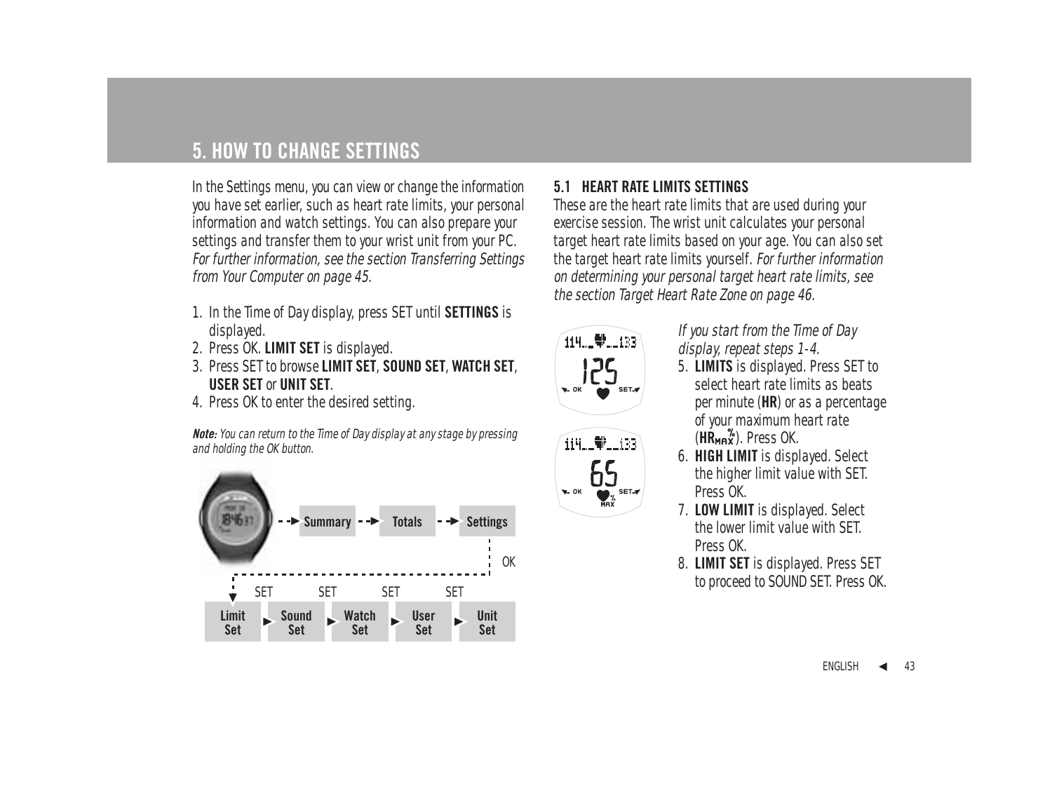# 5. HOW TO CHANGE SETTINGS

In the Settings menu, you can view or change the information you have set earlier, such as heart rate limits, your personal information and watch settings. You can also prepare your settings and transfer them to your wrist unit from your PC. *For further information, see the section Transferring Settings from Your Computer on page 45.*

1. In the Time of Day display, press SET until **SETTINGS** is displayed.
2. Press OK. **LIMIT SET** is displayed.
3. Press SET to browse **LIMIT SET**, **SOUND SET**, **WATCH SET**, **USER SET** or **UNIT SET**.
4. Press OK to enter the desired setting.

***Note:*** *You can return to the Time of Day display at any stage by pressing and holding the OK button.*

Summary → Totals → Settings → OK → Limit Set → SET → Sound Set → SET → Watch Set → SET → User Set → SET → Unit Set

### 5.1 HEART RATE LIMITS SETTINGS

These are the heart rate limits that are used during your exercise session. The wrist unit calculates your personal target heart rate limits based on your age. You can also set the target heart rate limits yourself. *For further information on determining your personal target heart rate limits, see the section Target Heart Rate Zone on page 46.*

*If you start from the Time of Day display, repeat steps 1-4.*

5. **LIMITS** is displayed. Press SET to select heart rate limits as beats per minute (**HR**) or as a percentage of your maximum heart rate (**HR**$_{MAX}^{\%}$). Press OK.
6. **HIGH LIMIT** is displayed. Select the higher limit value with SET. Press OK.
7. **LOW LIMIT** is displayed. Select the lower limit value with SET. Press OK.
8. **LIMIT SET** is displayed. Press SET to proceed to SOUND SET. Press OK.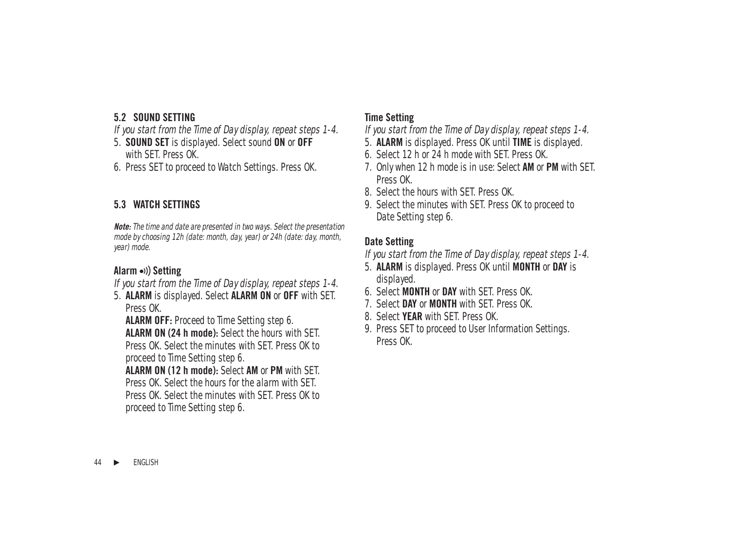## 5.2 SOUND SETTING

*If you start from the Time of Day display, repeat steps 1-4.*

5. **SOUND SET** is displayed. Select sound **ON** or **OFF** with SET. Press OK.
6. Press SET to proceed to Watch Settings. Press OK.

## 5.3 WATCH SETTINGS

***Note:*** *The time and date are presented in two ways. Select the presentation mode by choosing 12h (date: month, day, year) or 24h (date: day, month, year) mode.*

### Alarm •))) Setting

*If you start from the Time of Day display, repeat steps 1-4.*

5. **ALARM** is displayed. Select **ALARM ON** or **OFF** with SET. Press OK.
   **ALARM OFF:** Proceed to Time Setting step 6.
   **ALARM ON (24 h mode):** Select the hours with SET. Press OK. Select the minutes with SET. Press OK to proceed to Time Setting step 6.
   **ALARM ON (12 h mode):** Select **AM** or **PM** with SET. Press OK. Select the hours for the alarm with SET. Press OK. Select the minutes with SET. Press OK to proceed to Time Setting step 6.

### Time Setting

*If you start from the Time of Day display, repeat steps 1-4.*

5. **ALARM** is displayed. Press OK until **TIME** is displayed.
6. Select 12 h or 24 h mode with SET. Press OK.
7. Only when 12 h mode is in use: Select **AM** or **PM** with SET. Press OK.
8. Select the hours with SET. Press OK.
9. Select the minutes with SET. Press OK to proceed to Date Setting step 6.

### Date Setting

*If you start from the Time of Day display, repeat steps 1-4.*

5. **ALARM** is displayed. Press OK until **MONTH** or **DAY** is displayed.
6. Select **MONTH** or **DAY** with SET. Press OK.
7. Select **DAY** or **MONTH** with SET. Press OK.
8. Select **YEAR** with SET. Press OK.
9. Press SET to proceed to User Information Settings. Press OK.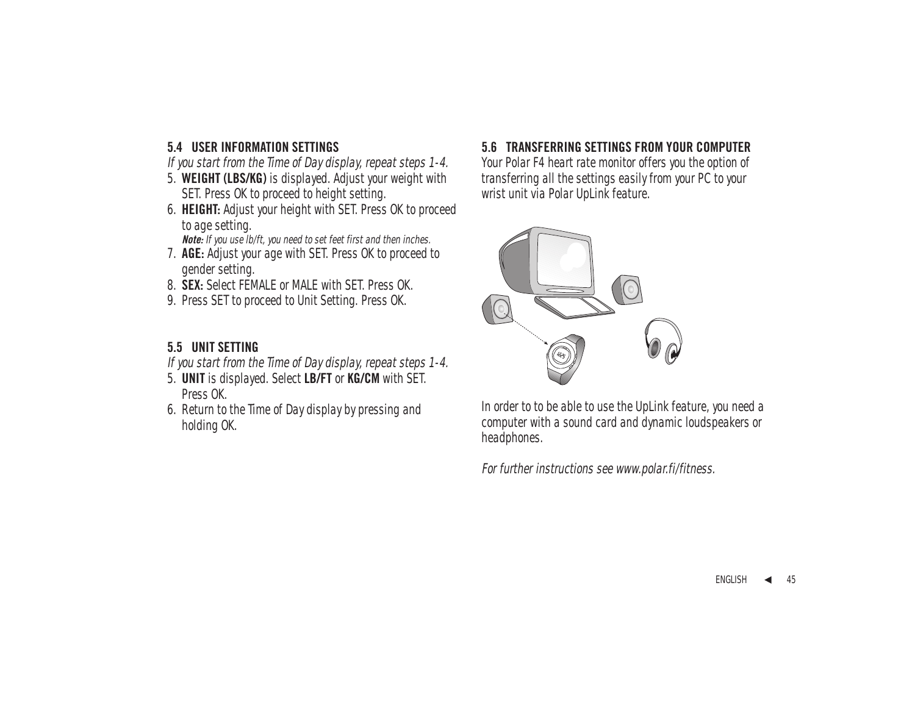### 5.4 USER INFORMATION SETTINGS

*If you start from the Time of Day display, repeat steps 1-4.*

5. **WEIGHT (LBS/KG)** is displayed. Adjust your weight with SET. Press OK to proceed to height setting.
6. **HEIGHT:** Adjust your height with SET. Press OK to proceed to age setting.
   ***Note:*** *If you use lb/ft, you need to set feet first and then inches.*
7. **AGE:** Adjust your age with SET. Press OK to proceed to gender setting.
8. **SEX:** Select FEMALE or MALE with SET. Press OK.
9. Press SET to proceed to Unit Setting. Press OK.

### 5.5 UNIT SETTING

*If you start from the Time of Day display, repeat steps 1-4.*

5. **UNIT** is displayed. Select **LB/FT** or **KG/CM** with SET. Press OK.
6. Return to the Time of Day display by pressing and holding OK.

### 5.6 TRANSFERRING SETTINGS FROM YOUR COMPUTER

Your Polar F4 heart rate monitor offers you the option of transferring all the settings easily from your PC to your wrist unit via Polar UpLink feature.

In order to to be able to use the UpLink feature, you need a computer with a sound card and dynamic loudspeakers or headphones.

*For further instructions see www.polar.fi/fitness.*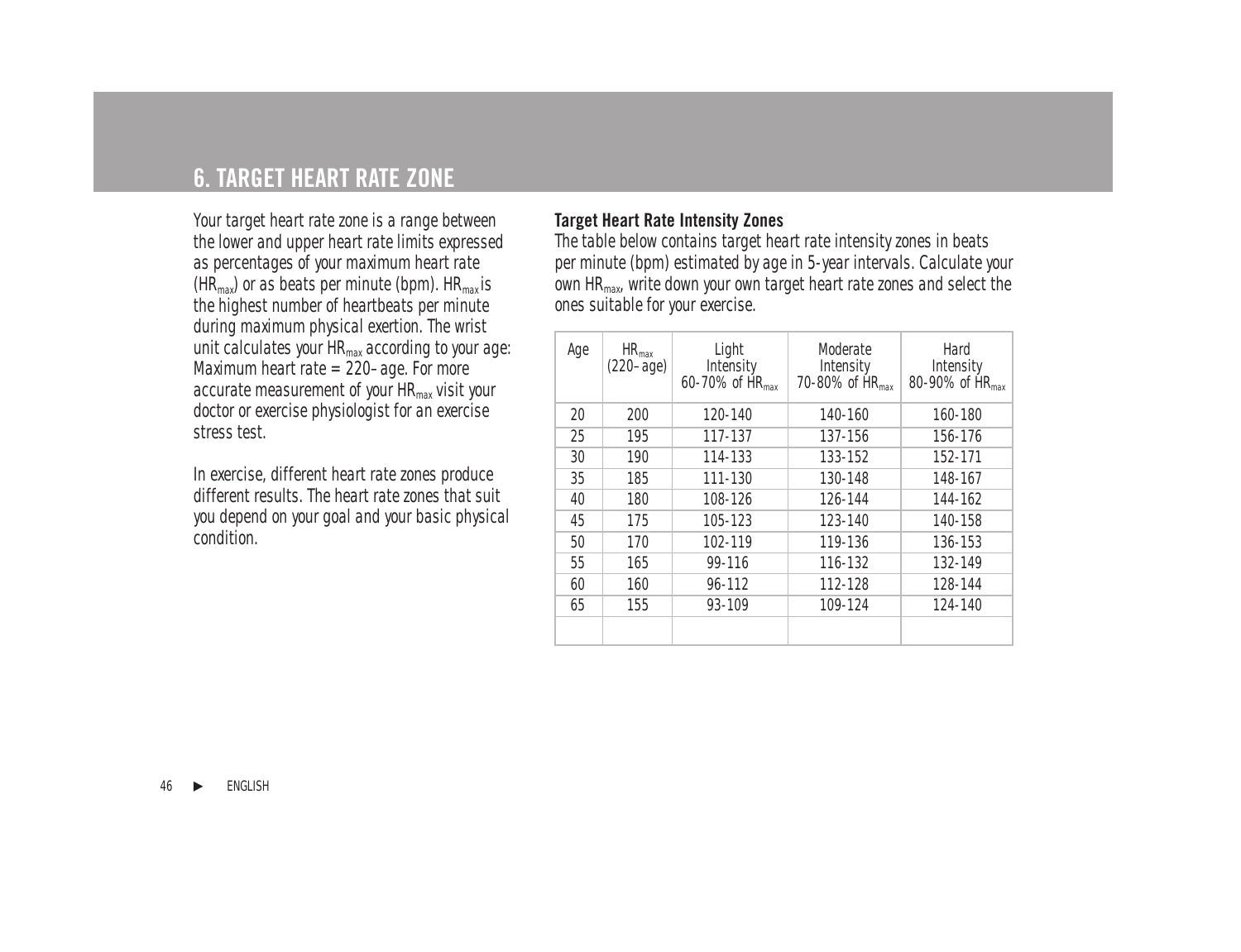# 6. TARGET HEART RATE ZONE

Your target heart rate zone is a range between the lower and upper heart rate limits expressed as percentages of your maximum heart rate ($HR_{max}$) or as beats per minute (bpm). $HR_{max}$ is the highest number of heartbeats per minute during maximum physical exertion. The wrist unit calculates your $HR_{max}$ according to your age: Maximum heart rate = 220– age. For more accurate measurement of your $HR_{max}$ visit your doctor or exercise physiologist for an exercise stress test.

In exercise, different heart rate zones produce different results. The heart rate zones that suit you depend on your goal and your basic physical condition.

**Target Heart Rate Intensity Zones**

The table below contains target heart rate intensity zones in beats per minute (bpm) estimated by age in 5-year intervals. Calculate your own $HR_{max}$, write down your own target heart rate zones and select the ones suitable for your exercise.

| Age | $HR_{max}$ (220– age) | Light Intensity 60-70% of $HR_{max}$ | Moderate Intensity 70-80% of $HR_{max}$ | Hard Intensity 80-90% of $HR_{max}$ |
|---|---|---|---|---|
| 20 | 200 | 120-140 | 140-160 | 160-180 |
| 25 | 195 | 117-137 | 137-156 | 156-176 |
| 30 | 190 | 114-133 | 133-152 | 152-171 |
| 35 | 185 | 111-130 | 130-148 | 148-167 |
| 40 | 180 | 108-126 | 126-144 | 144-162 |
| 45 | 175 | 105-123 | 123-140 | 140-158 |
| 50 | 170 | 102-119 | 119-136 | 136-153 |
| 55 | 165 | 99-116 | 116-132 | 132-149 |
| 60 | 160 | 96-112 | 112-128 | 128-144 |
| 65 | 155 | 93-109 | 109-124 | 124-140 |
| | | | | |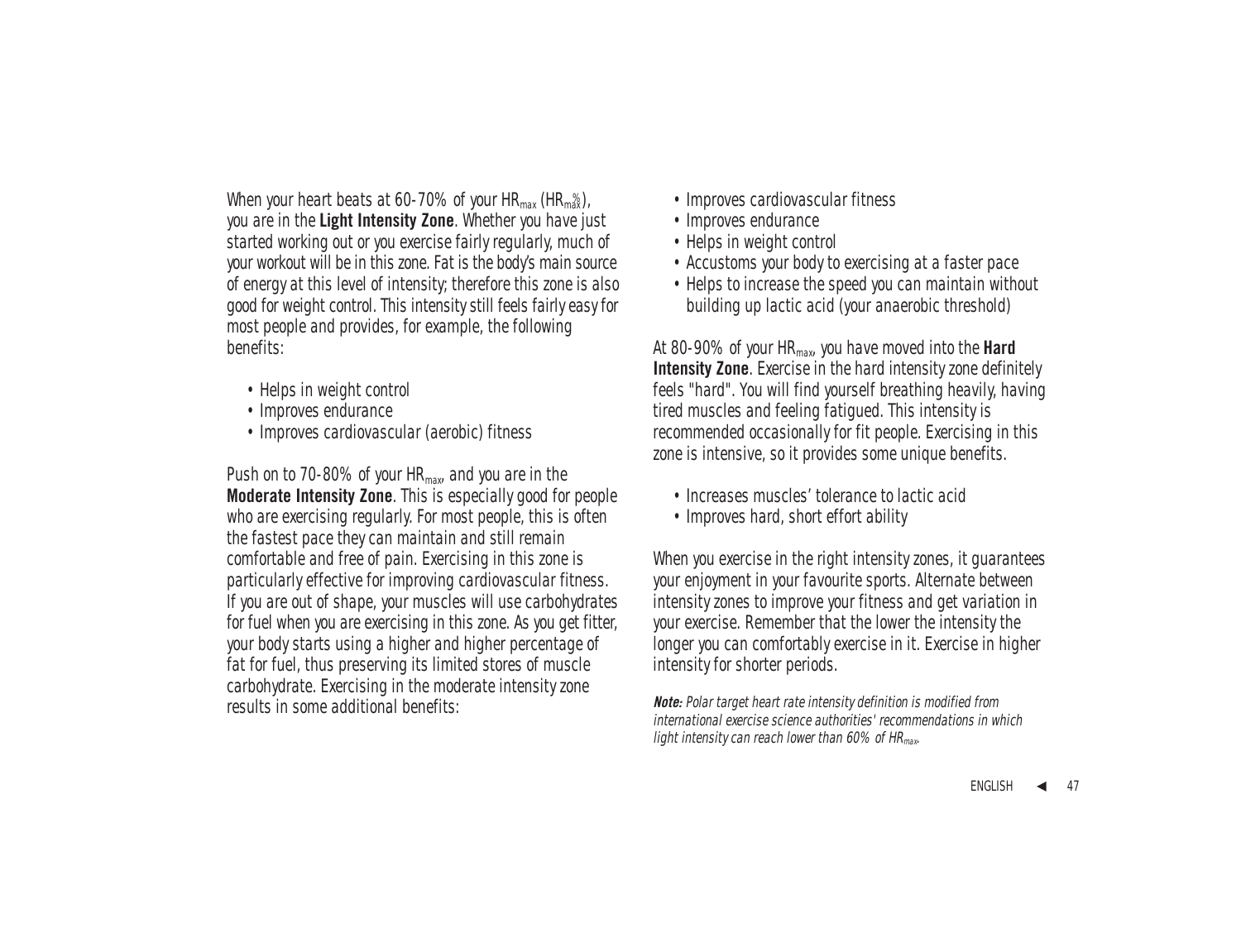When your heart beats at 60-70% of your $HR_{max}$ ($HR_{max}^{\%}$), you are in the **Light Intensity Zone**. Whether you have just started working out or you exercise fairly regularly, much of your workout will be in this zone. Fat is the body's main source of energy at this level of intensity; therefore this zone is also good for weight control. This intensity still feels fairly easy for most people and provides, for example, the following benefits:

- Helps in weight control
- Improves endurance
- Improves cardiovascular (aerobic) fitness

Push on to 70-80% of your $HR_{max}$, and you are in the **Moderate Intensity Zone**. This is especially good for people who are exercising regularly. For most people, this is often the fastest pace they can maintain and still remain comfortable and free of pain. Exercising in this zone is particularly effective for improving cardiovascular fitness. If you are out of shape, your muscles will use carbohydrates for fuel when you are exercising in this zone. As you get fitter, your body starts using a higher and higher percentage of fat for fuel, thus preserving its limited stores of muscle carbohydrate. Exercising in the moderate intensity zone results in some additional benefits:

- Improves cardiovascular fitness
- Improves endurance
- Helps in weight control
- Accustoms your body to exercising at a faster pace
- Helps to increase the speed you can maintain without building up lactic acid (your anaerobic threshold)

At 80-90% of your $HR_{max}$, you have moved into the **Hard Intensity Zone**. Exercise in the hard intensity zone definitely feels "hard". You will find yourself breathing heavily, having tired muscles and feeling fatigued. This intensity is recommended occasionally for fit people. Exercising in this zone is intensive, so it provides some unique benefits.

- Increases muscles' tolerance to lactic acid
- Improves hard, short effort ability

When you exercise in the right intensity zones, it guarantees your enjoyment in your favourite sports. Alternate between intensity zones to improve your fitness and get variation in your exercise. Remember that the lower the intensity the longer you can comfortably exercise in it. Exercise in higher intensity for shorter periods.

***Note:** Polar target heart rate intensity definition is modified from international exercise science authorities' recommendations in which light intensity can reach lower than 60% of $HR_{max}$.*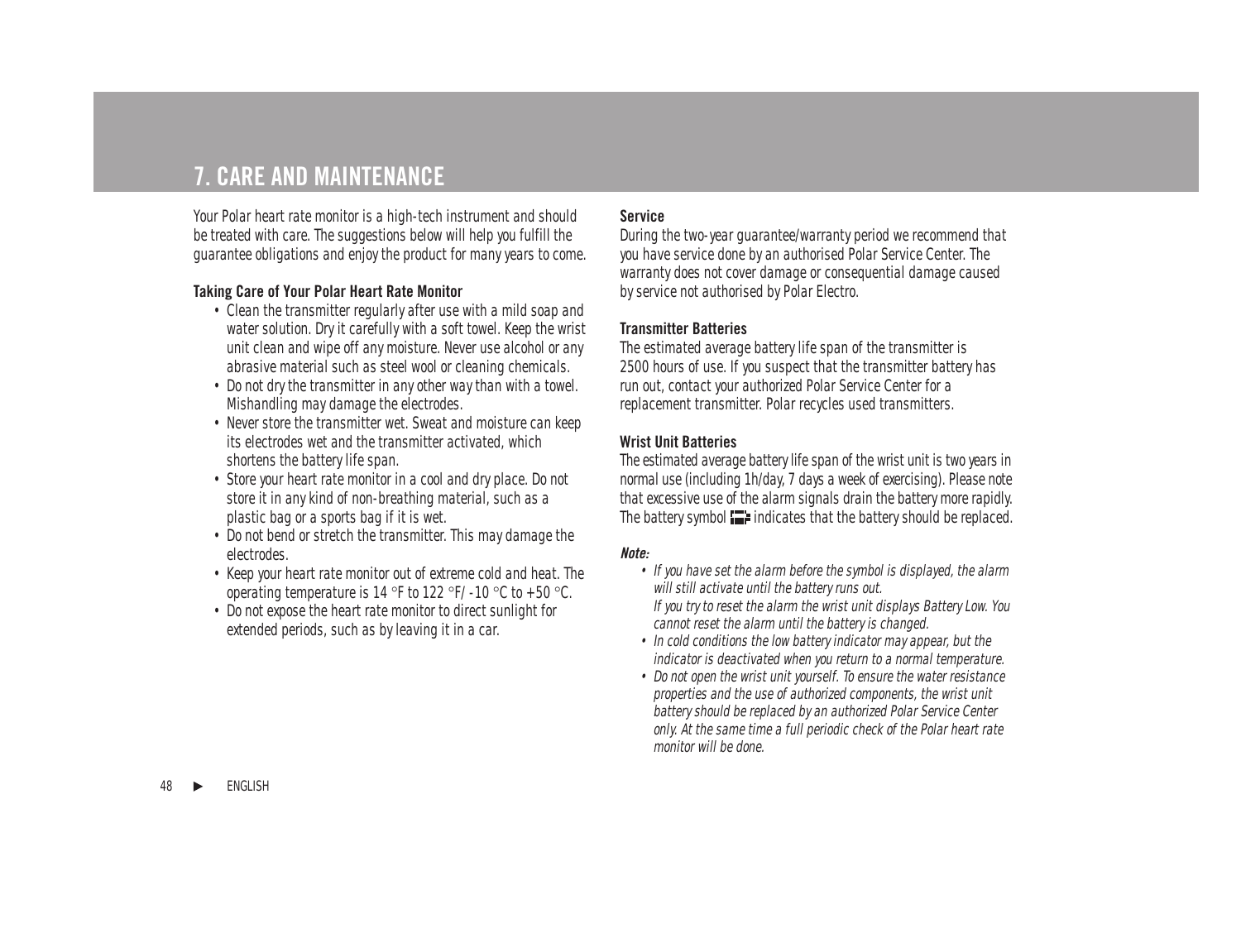# 7. CARE AND MAINTENANCE

Your Polar heart rate monitor is a high-tech instrument and should be treated with care. The suggestions below will help you fulfill the guarantee obligations and enjoy the product for many years to come.

### Taking Care of Your Polar Heart Rate Monitor

- Clean the transmitter regularly after use with a mild soap and water solution. Dry it carefully with a soft towel. Keep the wrist unit clean and wipe off any moisture. Never use alcohol or any abrasive material such as steel wool or cleaning chemicals.
- Do not dry the transmitter in any other way than with a towel. Mishandling may damage the electrodes.
- Never store the transmitter wet. Sweat and moisture can keep its electrodes wet and the transmitter activated, which shortens the battery life span.
- Store your heart rate monitor in a cool and dry place. Do not store it in any kind of non-breathing material, such as a plastic bag or a sports bag if it is wet.
- Do not bend or stretch the transmitter. This may damage the electrodes.
- Keep your heart rate monitor out of extreme cold and heat. The operating temperature is 14 °F to 122 °F/ -10 °C to +50 °C.
- Do not expose the heart rate monitor to direct sunlight for extended periods, such as by leaving it in a car.

### Service

During the two-year guarantee/warranty period we recommend that you have service done by an authorised Polar Service Center. The warranty does not cover damage or consequential damage caused by service not authorised by Polar Electro.

### Transmitter Batteries

The estimated average battery life span of the transmitter is 2500 hours of use. If you suspect that the transmitter battery has run out, contact your authorized Polar Service Center for a replacement transmitter. Polar recycles used transmitters.

### Wrist Unit Batteries

The estimated average battery life span of the wrist unit is two years in normal use (including 1h/day, 7 days a week of exercising). Please note that excessive use of the alarm signals drain the battery more rapidly. The battery symbol indicates that the battery should be replaced.

***Note:***

- *If you have set the alarm before the symbol is displayed, the alarm will still activate until the battery runs out.*
  *If you try to reset the alarm the wrist unit displays Battery Low. You cannot reset the alarm until the battery is changed.*
- *In cold conditions the low battery indicator may appear, but the indicator is deactivated when you return to a normal temperature.*
- *Do not open the wrist unit yourself. To ensure the water resistance properties and the use of authorized components, the wrist unit battery should be replaced by an authorized Polar Service Center only. At the same time a full periodic check of the Polar heart rate monitor will be done.*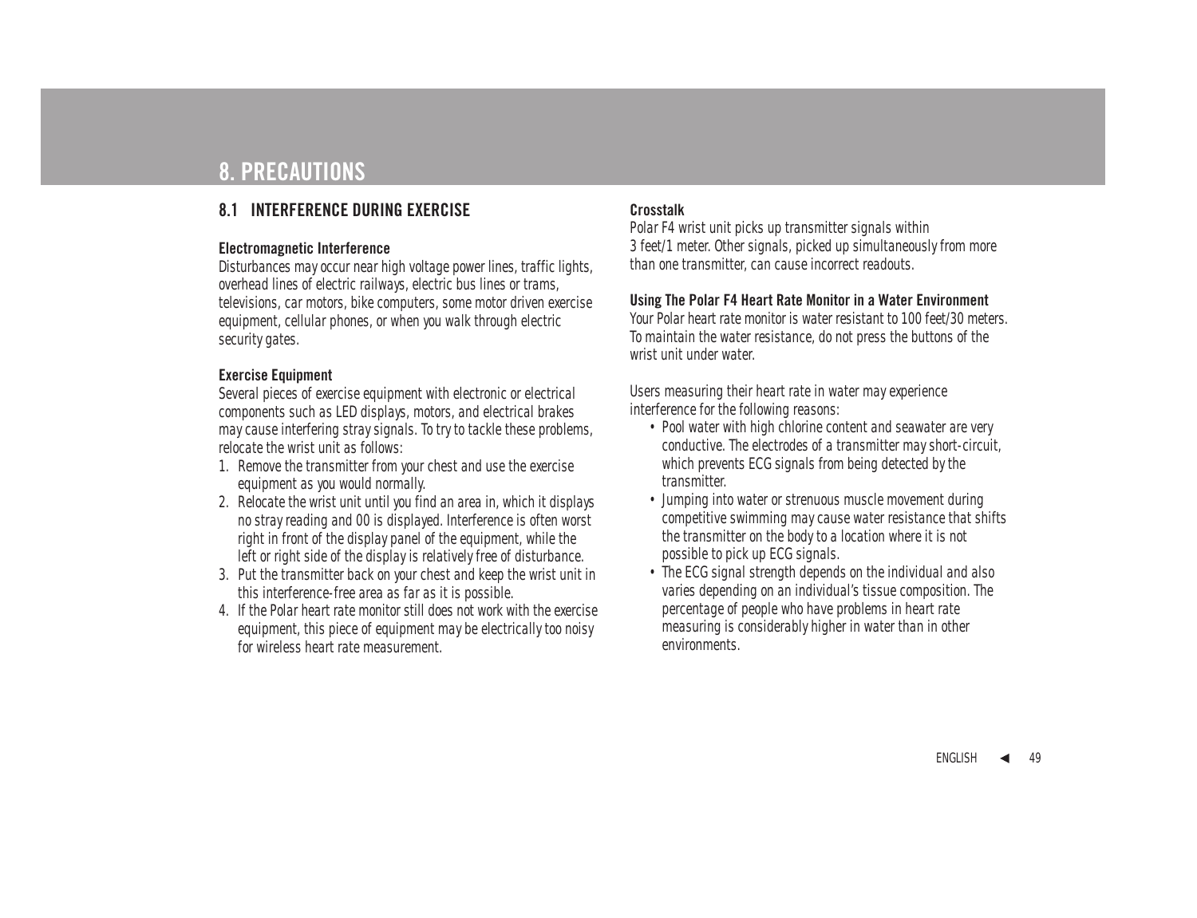# 8. PRECAUTIONS

## 8.1 INTERFERENCE DURING EXERCISE

### Electromagnetic Interference

Disturbances may occur near high voltage power lines, traffic lights, overhead lines of electric railways, electric bus lines or trams, televisions, car motors, bike computers, some motor driven exercise equipment, cellular phones, or when you walk through electric security gates.

### Exercise Equipment

Several pieces of exercise equipment with electronic or electrical components such as LED displays, motors, and electrical brakes may cause interfering stray signals. To try to tackle these problems, relocate the wrist unit as follows:

1. Remove the transmitter from your chest and use the exercise equipment as you would normally.
2. Relocate the wrist unit until you find an area in, which it displays no stray reading and 00 is displayed. Interference is often worst right in front of the display panel of the equipment, while the left or right side of the display is relatively free of disturbance.
3. Put the transmitter back on your chest and keep the wrist unit in this interference-free area as far as it is possible.
4. If the Polar heart rate monitor still does not work with the exercise equipment, this piece of equipment may be electrically too noisy for wireless heart rate measurement.

### Crosstalk

Polar F4 wrist unit picks up transmitter signals within 3 feet/1 meter. Other signals, picked up simultaneously from more than one transmitter, can cause incorrect readouts.

### Using The Polar F4 Heart Rate Monitor in a Water Environment

Your Polar heart rate monitor is water resistant to 100 feet/30 meters. To maintain the water resistance, do not press the buttons of the wrist unit under water.

Users measuring their heart rate in water may experience interference for the following reasons:

- Pool water with high chlorine content and seawater are very conductive. The electrodes of a transmitter may short-circuit, which prevents ECG signals from being detected by the transmitter.
- Jumping into water or strenuous muscle movement during competitive swimming may cause water resistance that shifts the transmitter on the body to a location where it is not possible to pick up ECG signals.
- The ECG signal strength depends on the individual and also varies depending on an individual's tissue composition. The percentage of people who have problems in heart rate measuring is considerably higher in water than in other environments.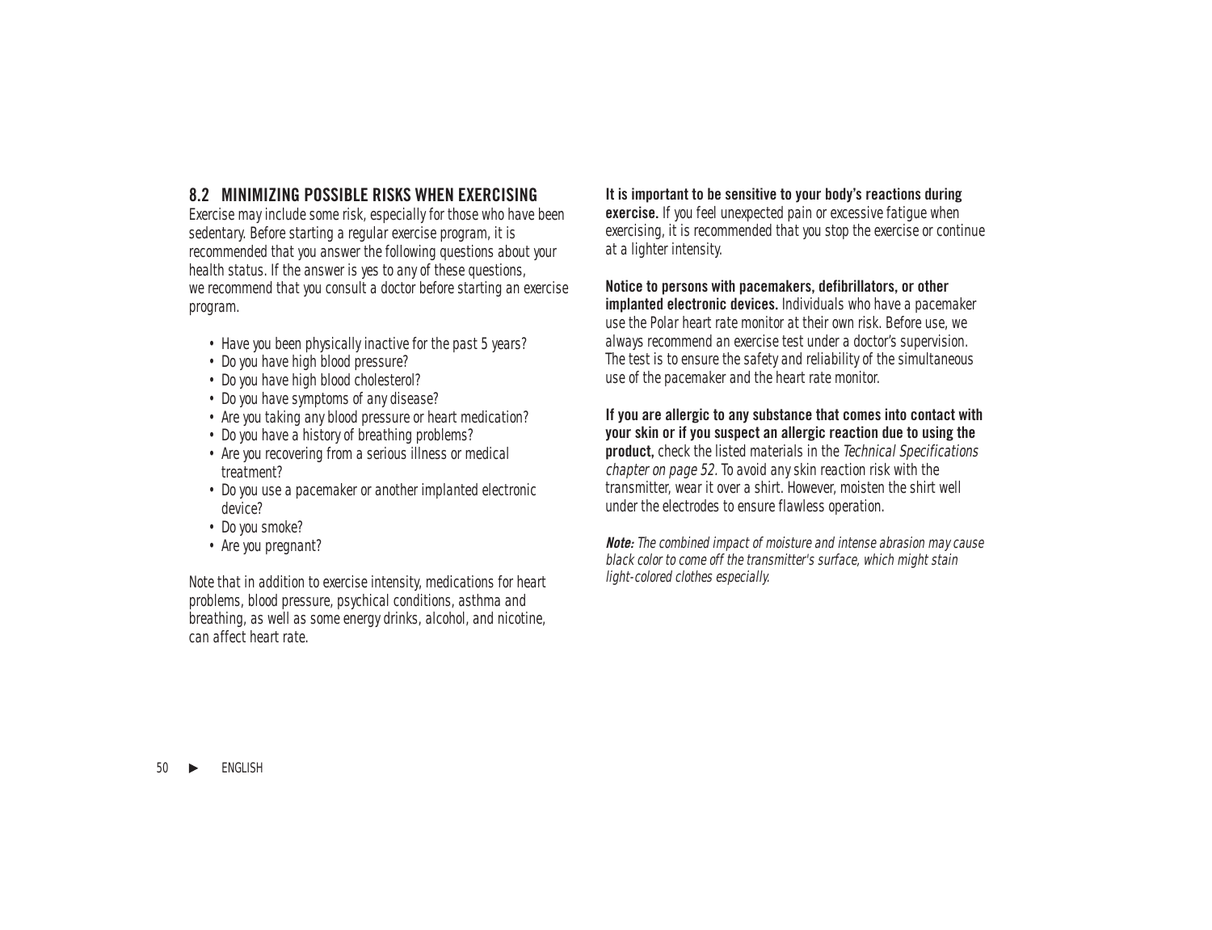## 8.2 MINIMIZING POSSIBLE RISKS WHEN EXERCISING

Exercise may include some risk, especially for those who have been sedentary. Before starting a regular exercise program, it is recommended that you answer the following questions about your health status. If the answer is yes to any of these questions, we recommend that you consult a doctor before starting an exercise program.

- Have you been physically inactive for the past 5 years?
- Do you have high blood pressure?
- Do you have high blood cholesterol?
- Do you have symptoms of any disease?
- Are you taking any blood pressure or heart medication?
- Do you have a history of breathing problems?
- Are you recovering from a serious illness or medical treatment?
- Do you use a pacemaker or another implanted electronic device?
- Do you smoke?
- Are you pregnant?

Note that in addition to exercise intensity, medications for heart problems, blood pressure, psychical conditions, asthma and breathing, as well as some energy drinks, alcohol, and nicotine, can affect heart rate.

**It is important to be sensitive to your body's reactions during exercise.** If you feel unexpected pain or excessive fatigue when exercising, it is recommended that you stop the exercise or continue at a lighter intensity.

**Notice to persons with pacemakers, defibrillators, or other implanted electronic devices.** Individuals who have a pacemaker use the Polar heart rate monitor at their own risk. Before use, we always recommend an exercise test under a doctor's supervision. The test is to ensure the safety and reliability of the simultaneous use of the pacemaker and the heart rate monitor.

**If you are allergic to any substance that comes into contact with your skin or if you suspect an allergic reaction due to using the product,** check the listed materials in the *Technical Specifications chapter on page 52.* To avoid any skin reaction risk with the transmitter, wear it over a shirt. However, moisten the shirt well under the electrodes to ensure flawless operation.

***Note:*** *The combined impact of moisture and intense abrasion may cause black color to come off the transmitter's surface, which might stain light-colored clothes especially.*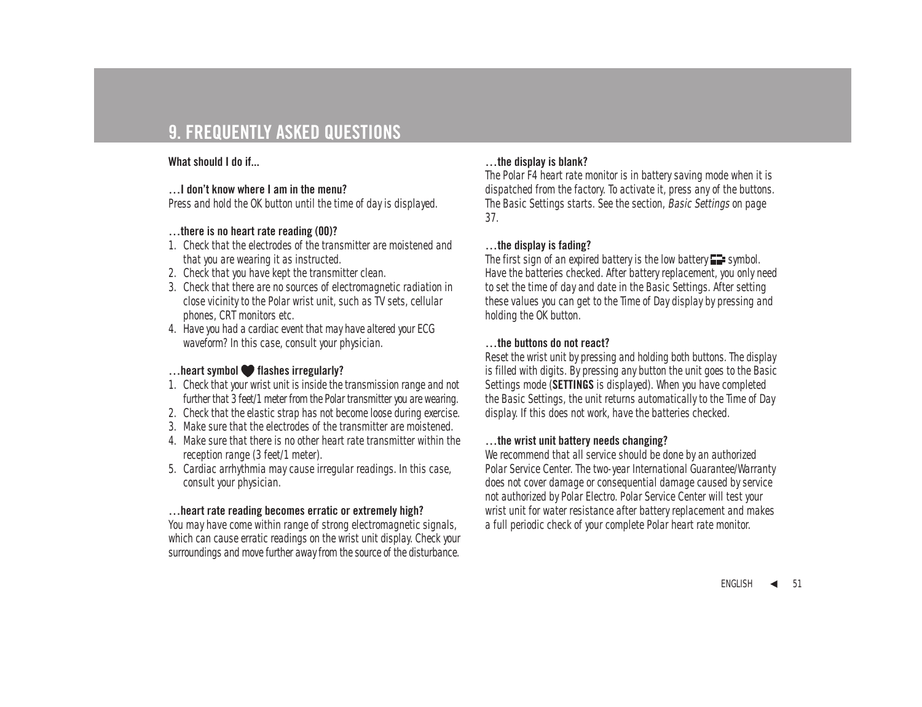// 9. FREQUENTLY ASKED QUESTIONS

**What should I do if...**

**...I don't know where I am in the menu?**
Press and hold the OK button until the time of day is displayed.

**...there is no heart rate reading (00)?**

1. Check that the electrodes of the transmitter are moistened and that you are wearing it as instructed.
2. Check that you have kept the transmitter clean.
3. Check that there are no sources of electromagnetic radiation in close vicinity to the Polar wrist unit, such as TV sets, cellular phones, CRT monitors etc.
4. Have you had a cardiac event that may have altered your ECG waveform? In this case, consult your physician.

**...heart symbol ♥ flashes irregularly?**

1. Check that your wrist unit is inside the transmission range and not further that 3 feet/1 meter from the Polar transmitter you are wearing.
2. Check that the elastic strap has not become loose during exercise.
3. Make sure that the electrodes of the transmitter are moistened.
4. Make sure that there is no other heart rate transmitter within the reception range (3 feet/1 meter).
5. Cardiac arrhythmia may cause irregular readings. In this case, consult your physician.

**...heart rate reading becomes erratic or extremely high?**
You may have come within range of strong electromagnetic signals, which can cause erratic readings on the wrist unit display. Check your surroundings and move further away from the source of the disturbance.

**...the display is blank?**
The Polar F4 heart rate monitor is in battery saving mode when it is dispatched from the factory. To activate it, press any of the buttons. The Basic Settings starts. See the section, *Basic Settings* on page 37.

**...the display is fading?**
The first sign of an expired battery is the low battery symbol. Have the batteries checked. After battery replacement, you only need to set the time of day and date in the Basic Settings. After setting these values you can get to the Time of Day display by pressing and holding the OK button.

**...the buttons do not react?**
Reset the wrist unit by pressing and holding both buttons. The display is filled with digits. By pressing any button the unit goes to the Basic Settings mode (**SETTINGS** is displayed). When you have completed the Basic Settings, the unit returns automatically to the Time of Day display. If this does not work, have the batteries checked.

**...the wrist unit battery needs changing?**
We recommend that all service should be done by an authorized Polar Service Center. The two-year International Guarantee/Warranty does not cover damage or consequential damage caused by service not authorized by Polar Electro. Polar Service Center will test your wrist unit for water resistance after battery replacement and makes a full periodic check of your complete Polar heart rate monitor.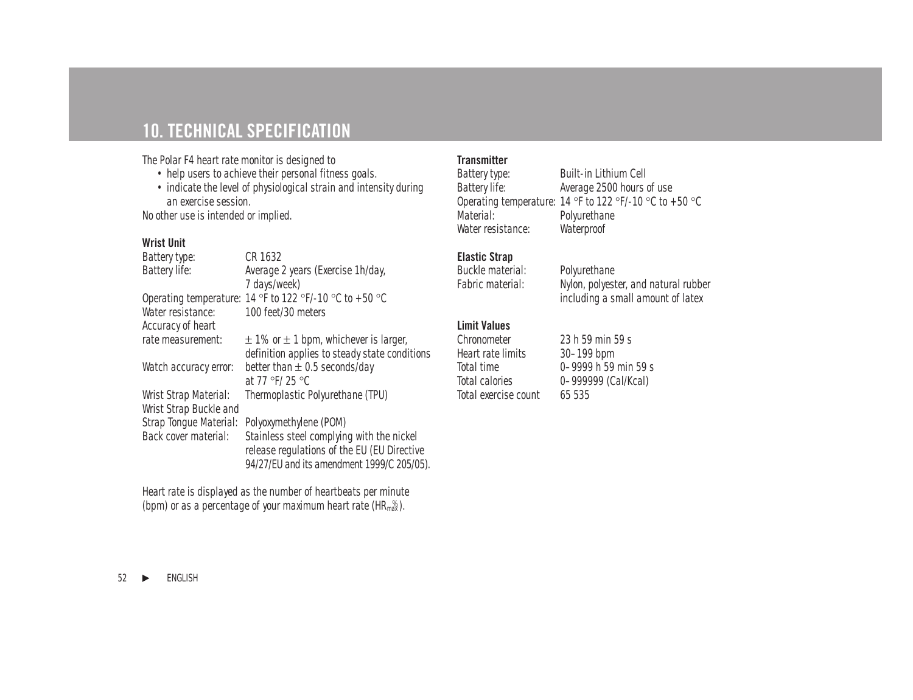# 10. TECHNICAL SPECIFICATION

The Polar F4 heart rate monitor is designed to

- help users to achieve their personal fitness goals.
- indicate the level of physiological strain and intensity during an exercise session.

No other use is intended or implied.

**Wrist Unit**

| | |
|---|---|
| Battery type: | CR 1632 |
| Battery life: | Average 2 years (Exercise 1h/day, 7 days/week) |
| Operating temperature: | 14 °F to 122 °F/-10 °C to +50 °C |
| Water resistance: | 100 feet/30 meters |
| Accuracy of heart rate measurement: | ± 1% or ± 1 bpm, whichever is larger, definition applies to steady state conditions |
| Watch accuracy error: | better than ± 0.5 seconds/day at 77 °F/ 25 °C |
| Wrist Strap Material: | Thermoplastic Polyurethane (TPU) |
| Wrist Strap Buckle and Strap Tongue Material: | Polyoxymethylene (POM) |
| Back cover material: | Stainless steel complying with the nickel release regulations of the EU (EU Directive 94/27/EU and its amendment 1999/C 205/05). |

Heart rate is displayed as the number of heartbeats per minute (bpm) or as a percentage of your maximum heart rate ($HR_{max}\%$).

**Transmitter**

| | |
|---|---|
| Battery type: | Built-in Lithium Cell |
| Battery life: | Average 2500 hours of use |
| Operating temperature: | 14 °F to 122 °F/-10 °C to +50 °C |
| Material: | Polyurethane |
| Water resistance: | Waterproof |

**Elastic Strap**

| | |
|---|---|
| Buckle material: | Polyurethane |
| Fabric material: | Nylon, polyester, and natural rubber including a small amount of latex |

**Limit Values**

| | |
|---|---|
| Chronometer | 23 h 59 min 59 s |
| Heart rate limits | 30–199 bpm |
| Total time | 0–9999 h 59 min 59 s |
| Total calories | 0–999999 (Cal/Kcal) |
| Total exercise count | 65 535 |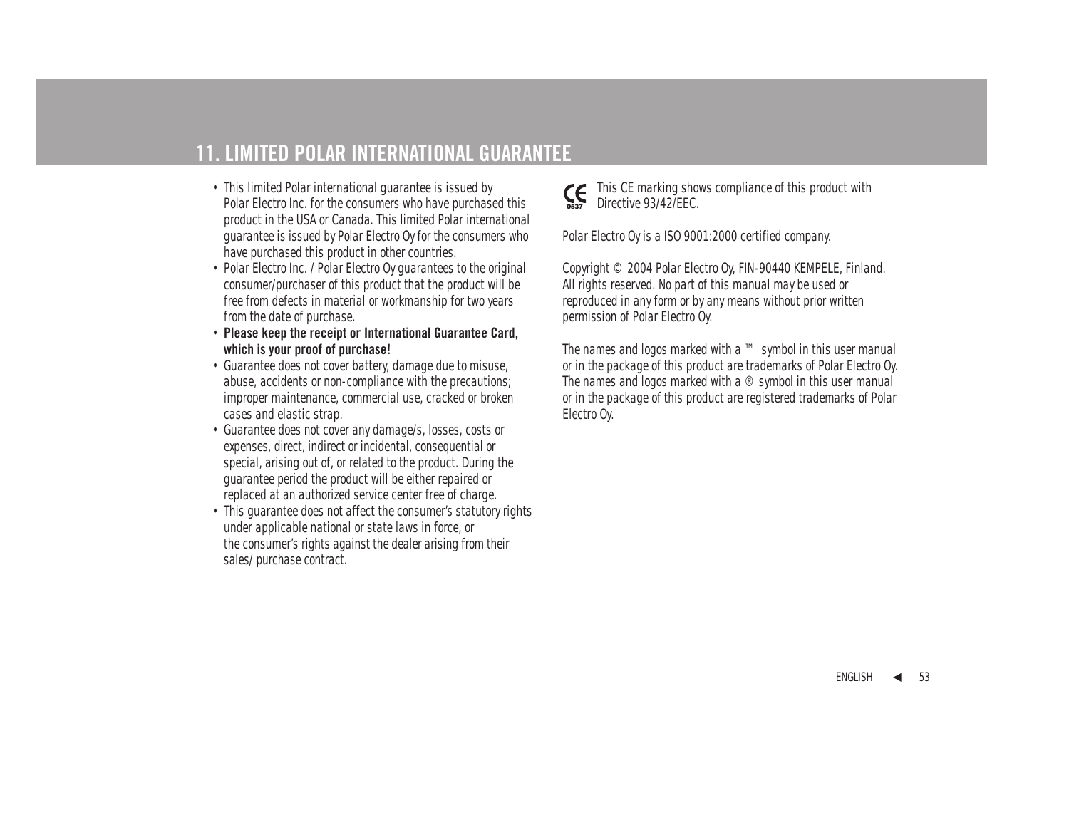# 11. LIMITED POLAR INTERNATIONAL GUARANTEE

- This limited Polar international guarantee is issued by Polar Electro Inc. for the consumers who have purchased this product in the USA or Canada. This limited Polar international guarantee is issued by Polar Electro Oy for the consumers who have purchased this product in other countries.
- Polar Electro Inc. / Polar Electro Oy guarantees to the original consumer/purchaser of this product that the product will be free from defects in material or workmanship for two years from the date of purchase.
- **Please keep the receipt or International Guarantee Card, which is your proof of purchase!**
- Guarantee does not cover battery, damage due to misuse, abuse, accidents or non-compliance with the precautions; improper maintenance, commercial use, cracked or broken cases and elastic strap.
- Guarantee does not cover any damage/s, losses, costs or expenses, direct, indirect or incidental, consequential or special, arising out of, or related to the product. During the guarantee period the product will be either repaired or replaced at an authorized service center free of charge.
- This guarantee does not affect the consumer's statutory rights under applicable national or state laws in force, or the consumer's rights against the dealer arising from their sales/ purchase contract.

CE 0537 This CE marking shows compliance of this product with Directive 93/42/EEC.

Polar Electro Oy is a ISO 9001:2000 certified company.

Copyright © 2004 Polar Electro Oy, FIN-90440 KEMPELE, Finland. All rights reserved. No part of this manual may be used or reproduced in any form or by any means without prior written permission of Polar Electro Oy.

The names and logos marked with a ™ symbol in this user manual or in the package of this product are trademarks of Polar Electro Oy. The names and logos marked with a ® symbol in this user manual or in the package of this product are registered trademarks of Polar Electro Oy.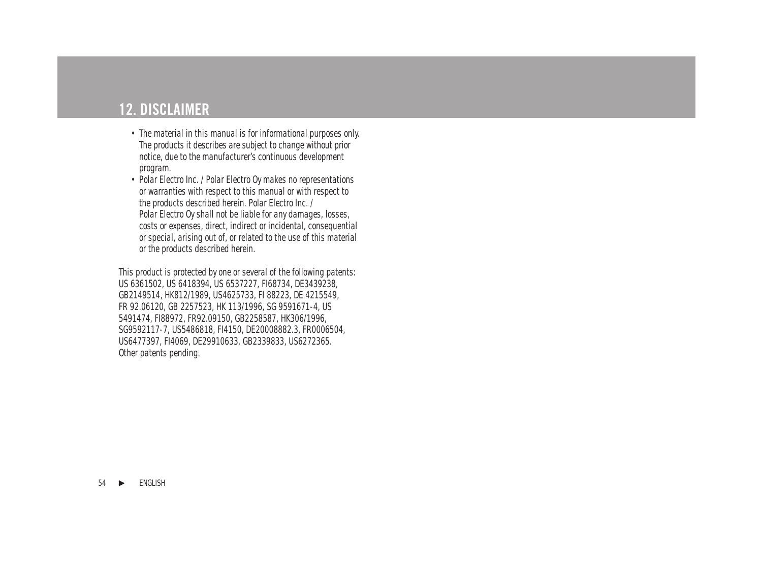## 12. DISCLAIMER

- *The material in this manual is for informational purposes only. The products it describes are subject to change without prior notice, due to the manufacturer's continuous development program.*
- *Polar Electro Inc. / Polar Electro Oy makes no representations or warranties with respect to this manual or with respect to the products described herein. Polar Electro Inc. / Polar Electro Oy shall not be liable for any damages, losses, costs or expenses, direct, indirect or incidental, consequential or special, arising out of, or related to the use of this material or the products described herein.*

*This product is protected by one or several of the following patents: US 6361502, US 6418394, US 6537227, FI68734, DE3439238, GB2149514, HK812/1989, US4625733, FI 88223, DE 4215549, FR 92.06120, GB 2257523, HK 113/1996, SG 9591671-4, US 5491474, FI88972, FR92.09150, GB2258587, HK306/1996, SG9592117-7, US5486818, FI4150, DE20008882.3, FR0006504, US6477397, FI4069, DE29910633, GB2339833, US6272365. Other patents pending.*